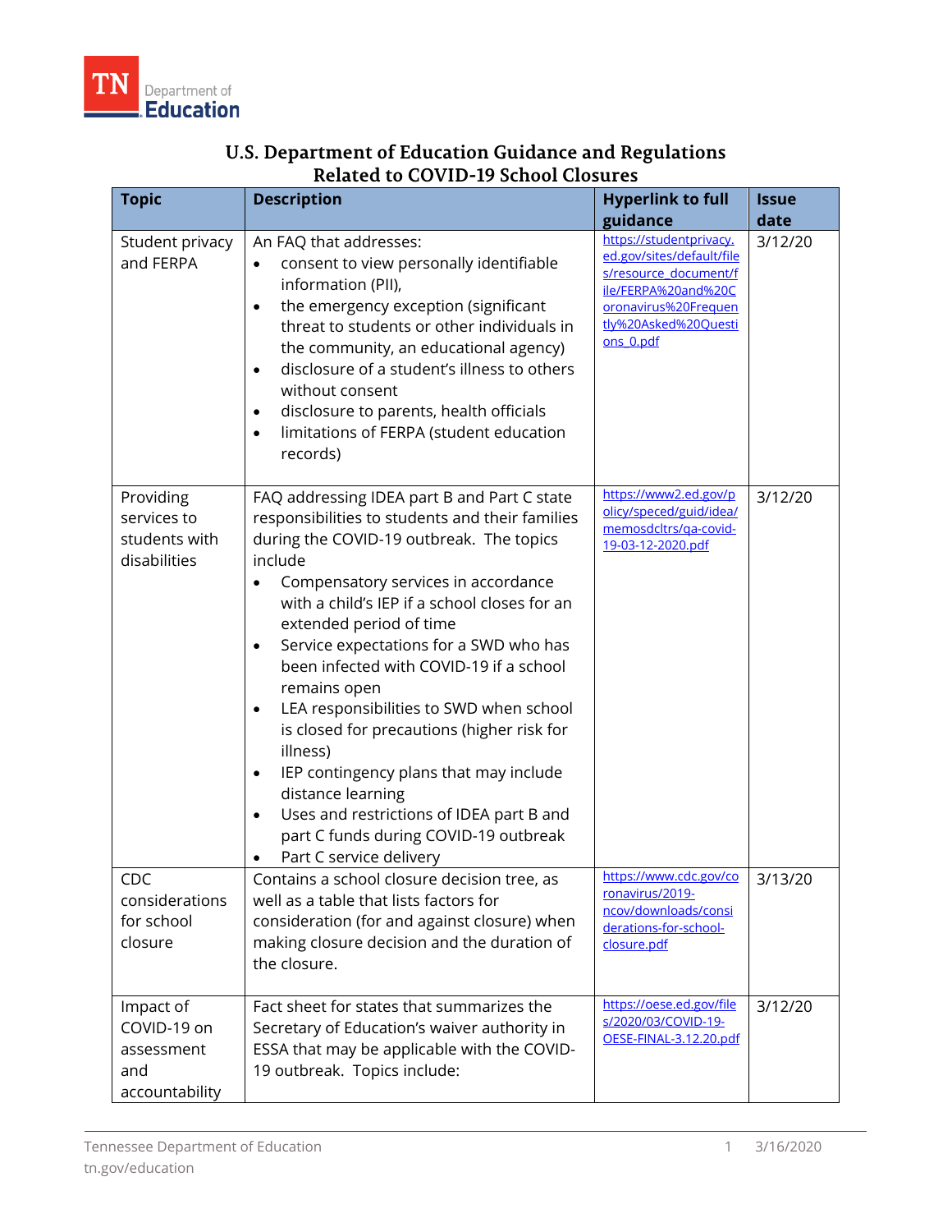TN Department of Education

# U.S. Department of Education Guidance and Regulations Related to COVID-19 School Closures

| Topic | Description | Hyperlink to full guidance | Issue date |
|---|---|---|---|
| Student privacy and FERPA | An FAQ that addresses:<br>• consent to view personally identifiable information (PII),<br>• the emergency exception (significant threat to students or other individuals in the community, an educational agency)<br>• disclosure of a student's illness to others without consent<br>• disclosure to parents, health officials<br>• limitations of FERPA (student education records) | https://studentprivacy.ed.gov/sites/default/files/resource_document/file/FERPA%20and%20Coronavirus%20Frequently%20Asked%20Questions_0.pdf | 3/12/20 |
| Providing services to students with disabilities | FAQ addressing IDEA part B and Part C state responsibilities to students and their families during the COVID-19 outbreak. The topics include<br>• Compensatory services in accordance with a child's IEP if a school closes for an extended period of time<br>• Service expectations for a SWD who has been infected with COVID-19 if a school remains open<br>• LEA responsibilities to SWD when school is closed for precautions (higher risk for illness)<br>• IEP contingency plans that may include distance learning<br>• Uses and restrictions of IDEA part B and part C funds during COVID-19 outbreak<br>• Part C service delivery | https://www2.ed.gov/policy/speced/guid/idea/memosdcltrs/qa-covid-19-03-12-2020.pdf | 3/12/20 |
| CDC considerations for school closure | Contains a school closure decision tree, as well as a table that lists factors for consideration (for and against closure) when making closure decision and the duration of the closure. | https://www.cdc.gov/coronavirus/2019-ncov/downloads/considerations-for-school-closure.pdf | 3/13/20 |
| Impact of COVID-19 on assessment and accountability | Fact sheet for states that summarizes the Secretary of Education's waiver authority in ESSA that may be applicable with the COVID-19 outbreak. Topics include: | https://oese.ed.gov/files/2020/03/COVID-19-OESE-FINAL-3.12.20.pdf | 3/12/20 |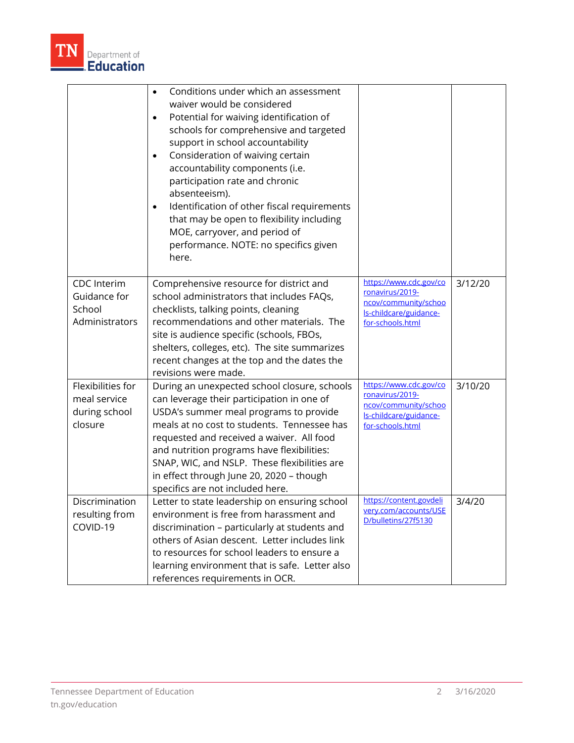| | | | |
|---|---|---|---|
| | <ul><li>Conditions under which an assessment waiver would be considered</li><li>Potential for waiving identification of schools for comprehensive and targeted support in school accountability</li><li>Consideration of waiving certain accountability components (i.e. participation rate and chronic absenteeism).</li><li>Identification of other fiscal requirements that may be open to flexibility including MOE, carryover, and period of performance. NOTE: no specifics given here.</li></ul> | | |
| CDC Interim Guidance for School Administrators | Comprehensive resource for district and school administrators that includes FAQs, checklists, talking points, cleaning recommendations and other materials. The site is audience specific (schools, FBOs, shelters, colleges, etc). The site summarizes recent changes at the top and the dates the revisions were made. | https://www.cdc.gov/coronavirus/2019-ncov/community/schools-childcare/guidance-for-schools.html | 3/12/20 |
| Flexibilities for meal service during school closure | During an unexpected school closure, schools can leverage their participation in one of USDA's summer meal programs to provide meals at no cost to students. Tennessee has requested and received a waiver. All food and nutrition programs have flexibilities: SNAP, WIC, and NSLP. These flexibilities are in effect through June 20, 2020 – though specifics are not included here. | https://www.cdc.gov/coronavirus/2019-ncov/community/schools-childcare/guidance-for-schools.html | 3/10/20 |
| Discrimination resulting from COVID-19 | Letter to state leadership on ensuring school environment is free from harassment and discrimination – particularly at students and others of Asian descent. Letter includes link to resources for school leaders to ensure a learning environment that is safe. Letter also references requirements in OCR. | https://content.govdelivery.com/accounts/USED/bulletins/27f5130 | 3/4/20 |